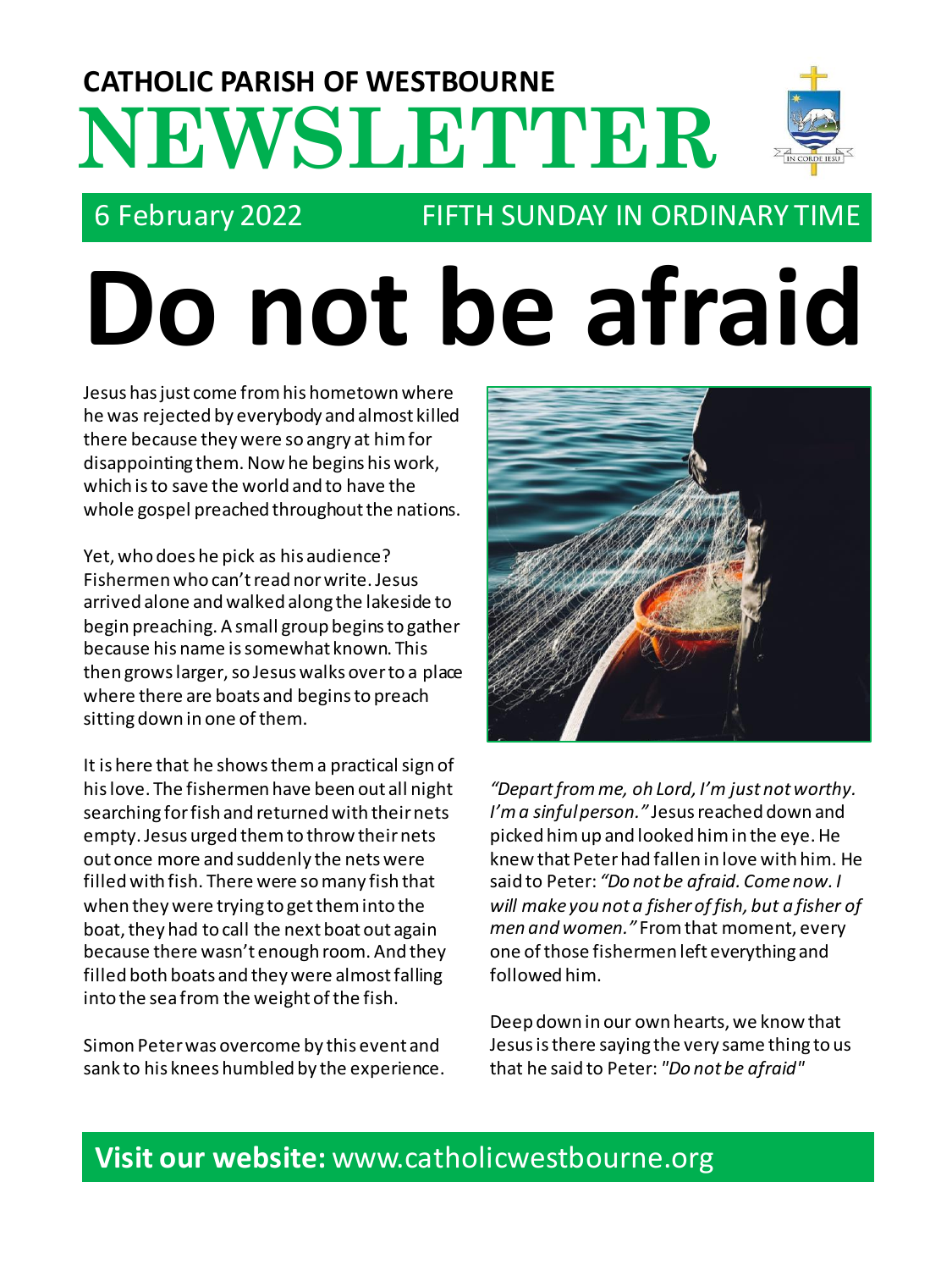# CATHOLIC PARISH OF WESTBOURNE NEWSLETTER

6 February 2022 — FIFTH SUNDAY IN ORDINARY TIME

# Do not be afraid

Jesus has just come from his hometown where he was rejected by everybody and almost killed there because they were so angry at him for disappointing them. Now he begins his work, which is to save the world and to have the whole gospel preached throughout the nations.

Yet, who does he pick as his audience? Fishermen who can't read nor write. Jesus arrived alone and walked along the lakeside to begin preaching. A small group begins to gather because his name is somewhat known. This then grows larger, so Jesus walks over to a place where there are boats and begins to preach sitting down in one of them.

It is here that he shows them a practical sign of his love. The fishermen have been out all night searching for fish and returned with their nets empty. Jesus urged them to throw their nets out once more and suddenly the nets were filled with fish. There were so many fish that when they were trying to get them into the boat, they had to call the next boat out again because there wasn't enough room. And they filled both boats and they were almost falling into the sea from the weight of the fish.

Simon Peter was overcome by this event and sank to his knees humbled by the experience. *"Depart from me, oh Lord, I'm just not worthy. I'm a sinful person."* Jesus reached down and picked him up and looked him in the eye. He knew that Peter had fallen in love with him. He said to Peter: *"Do not be afraid. Come now. I will make you not a fisher of fish, but a fisher of men and women."* From that moment, every one of those fishermen left everything and followed him.

Deep down in our own hearts, we know that Jesus is there saying the very same thing to us that he said to Peter: *"Do not be afraid"*

**Visit our website:** www.catholicwestbourne.org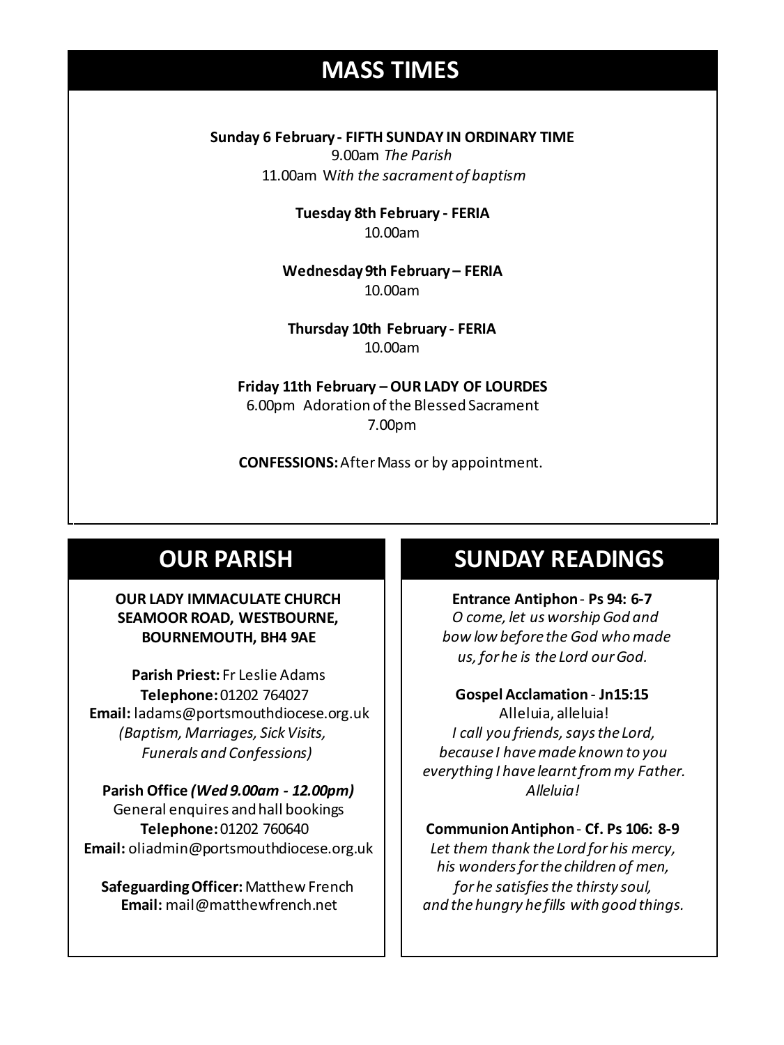## MASS TIMES

**Sunday 6 February - FIFTH SUNDAY IN ORDINARY TIME**
9.00am *The Parish*
11.00am W*ith the sacrament of baptism*

**Tuesday 8th February - FERIA**
10.00am

**Wednesday 9th February – FERIA**
10.00am

**Thursday 10th February - FERIA**
10.00am

**Friday 11th February – OUR LADY OF LOURDES**
6.00pm Adoration of the Blessed Sacrament
7.00pm

**CONFESSIONS:** After Mass or by appointment.

## OUR PARISH

**OUR LADY IMMACULATE CHURCH
SEAMOOR ROAD, WESTBOURNE,
BOURNEMOUTH, BH4 9AE**

**Parish Priest:** Fr Leslie Adams
**Telephone:** 01202 764027
**Email:** ladams@portsmouthdiocese.org.uk
*(Baptism, Marriages, Sick Visits, Funerals and Confessions)*

**Parish Office** ***(Wed 9.00am - 12.00pm)***
General enquires and hall bookings
**Telephone:** 01202 760640
**Email:** oliadmin@portsmouthdiocese.org.uk

**Safeguarding Officer:** Matthew French
**Email:** mail@matthewfrench.net

## SUNDAY READINGS

**Entrance Antiphon** - **Ps 94: 6-7**
*O come, let us worship God and bow low before the God who made us, for he is the Lord our God.*

**Gospel Acclamation** - **Jn15:15**
Alleluia, alleluia!
*I call you friends, says the Lord, because I have made known to you everything I have learnt from my Father. Alleluia!*

**Communion Antiphon** - **Cf. Ps 106: 8-9**
*Let them thank the Lord for his mercy, his wonders for the children of men, for he satisfies the thirsty soul, and the hungry he fills with good things.*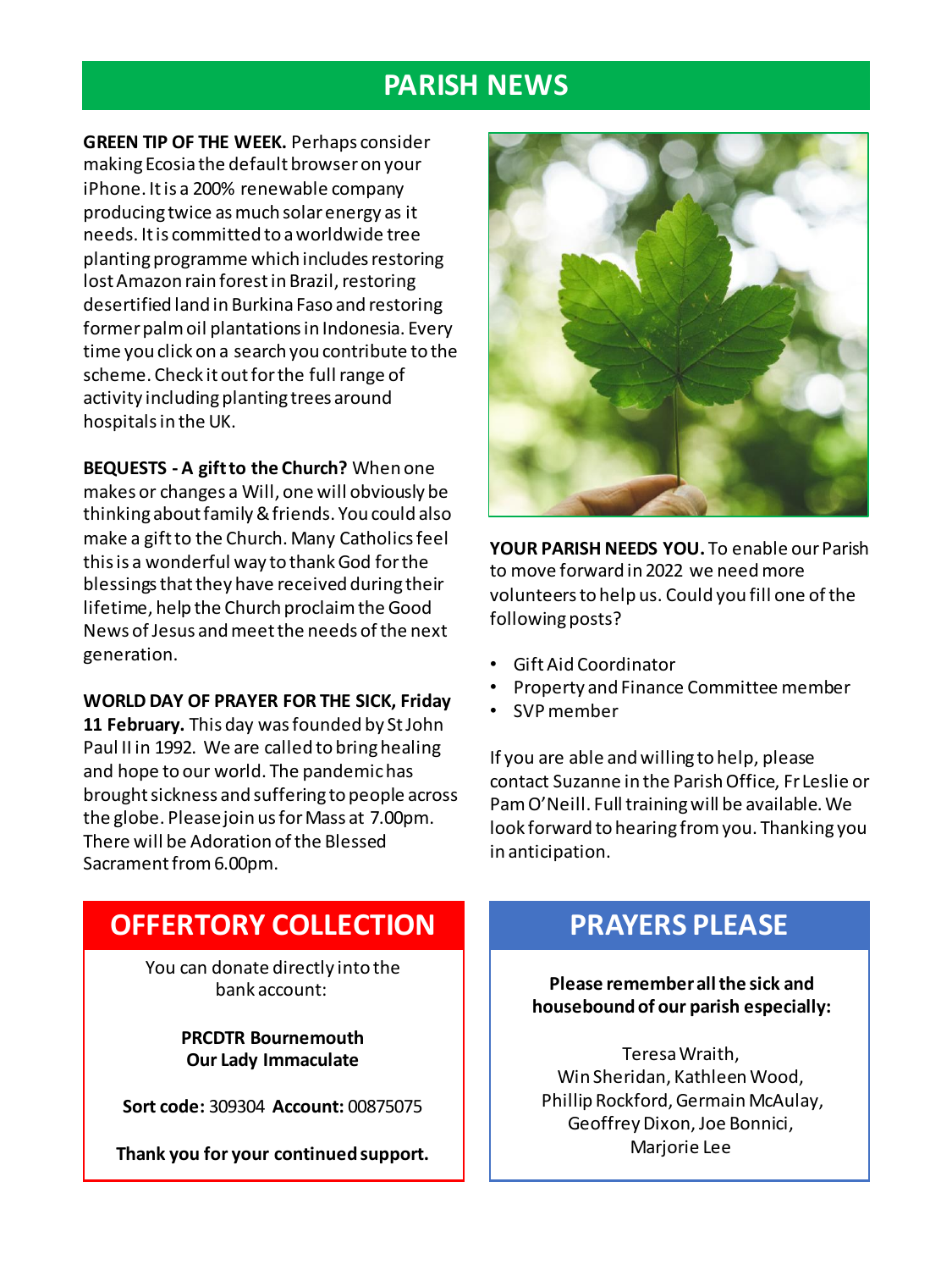# PARISH NEWS

**GREEN TIP OF THE WEEK.** Perhaps consider making Ecosia the default browser on your iPhone. It is a 200% renewable company producing twice as much solar energy as it needs. It is committed to a worldwide tree planting programme which includes restoring lost Amazon rain forest in Brazil, restoring desertified land in Burkina Faso and restoring former palm oil plantations in Indonesia. Every time you click on a search you contribute to the scheme. Check it out for the full range of activity including planting trees around hospitals in the UK.

**BEQUESTS - A gift to the Church?** When one makes or changes a Will, one will obviously be thinking about family & friends. You could also make a gift to the Church. Many Catholics feel this is a wonderful way to thank God for the blessings that they have received during their lifetime, help the Church proclaim the Good News of Jesus and meet the needs of the next generation.

**WORLD DAY OF PRAYER FOR THE SICK, Friday 11 February.** This day was founded by St John Paul II in 1992. We are called to bring healing and hope to our world. The pandemic has brought sickness and suffering to people across the globe. Please join us for Mass at 7.00pm. There will be Adoration of the Blessed Sacrament from 6.00pm.

**YOUR PARISH NEEDS YOU.** To enable our Parish to move forward in 2022 we need more volunteers to help us. Could you fill one of the following posts?

- Gift Aid Coordinator
- Property and Finance Committee member
- SVP member

If you are able and willing to help, please contact Suzanne in the Parish Office, Fr Leslie or Pam O'Neill. Full training will be available. We look forward to hearing from you. Thanking you in anticipation.

## OFFERTORY COLLECTION

You can donate directly into the bank account:

**PRCDTR Bournemouth**
**Our Lady Immaculate**

**Sort code:** 309304 **Account:** 00875075

**Thank you for your continued support.**

## PRAYERS PLEASE

**Please remember all the sick and housebound of our parish especially:**

Teresa Wraith,
Win Sheridan, Kathleen Wood,
Phillip Rockford, Germain McAulay,
Geoffrey Dixon, Joe Bonnici,
Marjorie Lee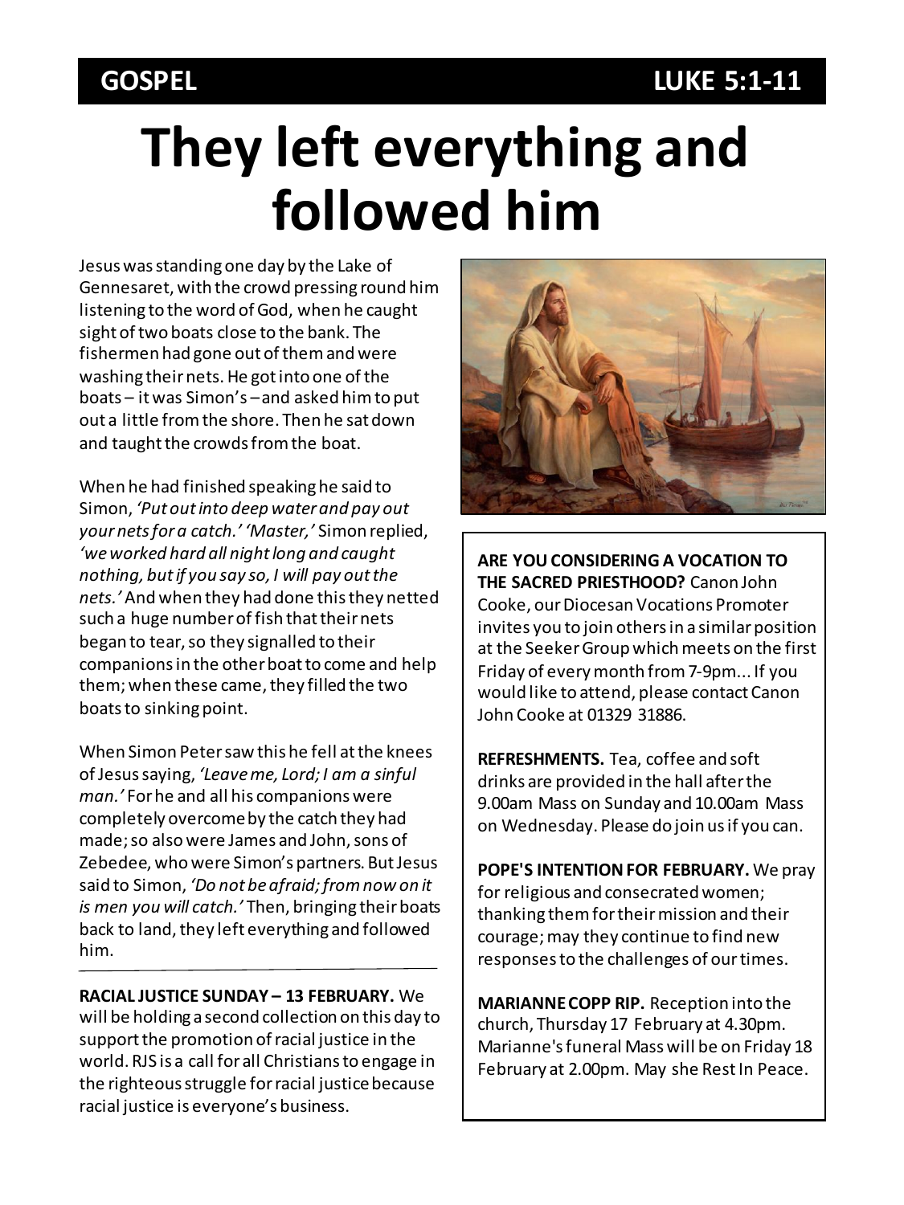**GOSPEL** **LUKE 5:1-11**

# They left everything and followed him

Jesus was standing one day by the Lake of Gennesaret, with the crowd pressing round him listening to the word of God, when he caught sight of two boats close to the bank. The fishermen had gone out of them and were washing their nets. He got into one of the boats – it was Simon's – and asked him to put out a little from the shore. Then he sat down and taught the crowds from the boat.

When he had finished speaking he said to Simon, *'Put out into deep water and pay out your nets for a catch.' 'Master,'* Simon replied, *'we worked hard all night long and caught nothing, but if you say so, I will pay out the nets.'* And when they had done this they netted such a huge number of fish that their nets began to tear, so they signalled to their companions in the other boat to come and help them; when these came, they filled the two boats to sinking point.

When Simon Peter saw this he fell at the knees of Jesus saying, *'Leave me, Lord; I am a sinful man.'* For he and all his companions were completely overcome by the catch they had made; so also were James and John, sons of Zebedee, who were Simon's partners. But Jesus said to Simon, *'Do not be afraid; from now on it is men you will catch.'* Then, bringing their boats back to land, they left everything and followed him.

---

**RACIAL JUSTICE SUNDAY – 13 FEBRUARY.** We will be holding a second collection on this day to support the promotion of racial justice in the world. RJS is a call for all Christians to engage in the righteous struggle for racial justice because racial justice is everyone's business.

**ARE YOU CONSIDERING A VOCATION TO THE SACRED PRIESTHOOD?** Canon John Cooke, our Diocesan Vocations Promoter invites you to join others in a similar position at the Seeker Group which meets on the first Friday of every month from 7-9pm... If you would like to attend, please contact Canon John Cooke at 01329 31886.

**REFRESHMENTS.** Tea, coffee and soft drinks are provided in the hall after the 9.00am Mass on Sunday and 10.00am Mass on Wednesday. Please do join us if you can.

**POPE'S INTENTION FOR FEBRUARY.** We pray for religious and consecrated women; thanking them for their mission and their courage; may they continue to find new responses to the challenges of our times.

**MARIANNE COPP RIP.** Reception into the church, Thursday 17 February at 4.30pm. Marianne's funeral Mass will be on Friday 18 February at 2.00pm. May she Rest In Peace.